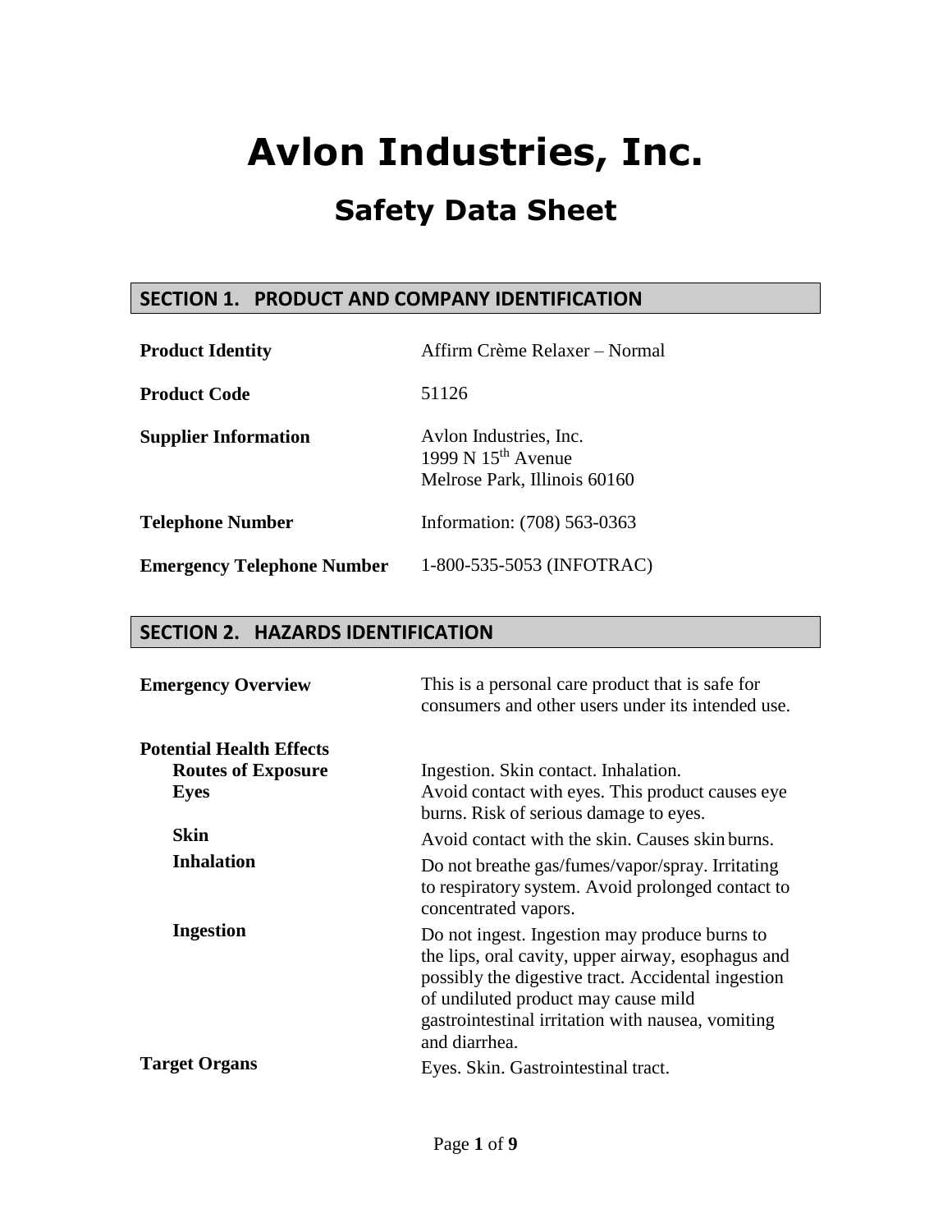# Avlon Industries, Inc.

## Safety Data Sheet

### SECTION 1. PRODUCT AND COMPANY IDENTIFICATION

| | |
|---|---|
| **Product Identity** | Affirm Crème Relaxer – Normal |
| **Product Code** | 51126 |
| **Supplier Information** | Avlon Industries, Inc.<br>1999 N 15th Avenue<br>Melrose Park, Illinois 60160 |
| **Telephone Number** | Information: (708) 563-0363 |
| **Emergency Telephone Number** | 1-800-535-5053 (INFOTRAC) |

### SECTION 2. HAZARDS IDENTIFICATION

| | |
|---|---|
| **Emergency Overview** | This is a personal care product that is safe for consumers and other users under its intended use. |
| **Potential Health Effects** | |
| **Routes of Exposure** | Ingestion. Skin contact. Inhalation. |
| **Eyes** | Avoid contact with eyes. This product causes eye burns. Risk of serious damage to eyes. |
| **Skin** | Avoid contact with the skin. Causes skin burns. |
| **Inhalation** | Do not breathe gas/fumes/vapor/spray. Irritating to respiratory system. Avoid prolonged contact to concentrated vapors. |
| **Ingestion** | Do not ingest. Ingestion may produce burns to the lips, oral cavity, upper airway, esophagus and possibly the digestive tract. Accidental ingestion of undiluted product may cause mild gastrointestinal irritation with nausea, vomiting and diarrhea. |
| **Target Organs** | Eyes. Skin. Gastrointestinal tract. |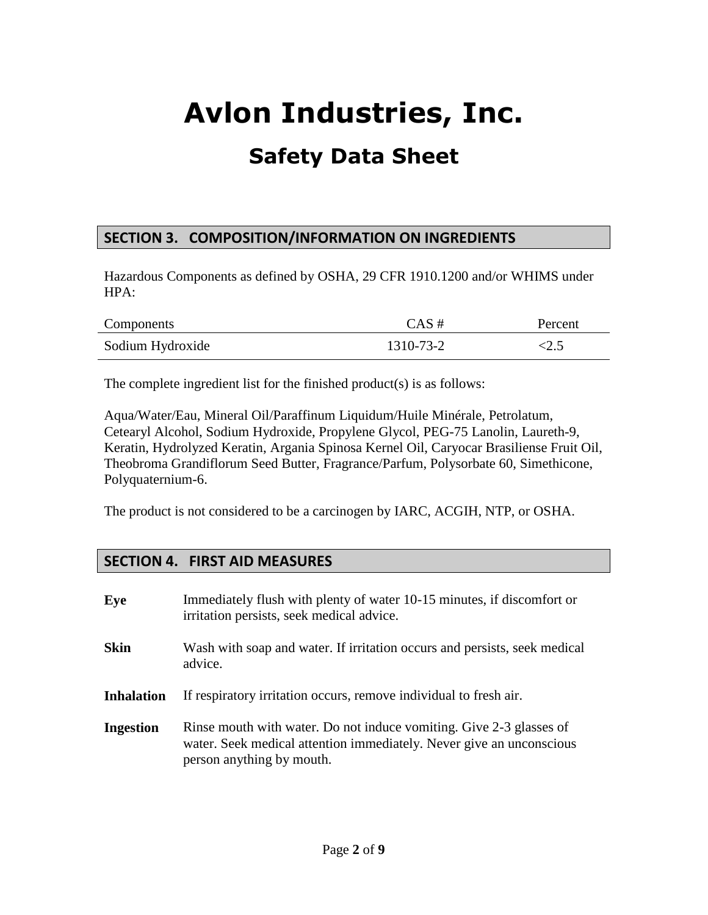# Avlon Industries, Inc.

## Safety Data Sheet

### SECTION 3. COMPOSITION/INFORMATION ON INGREDIENTS

Hazardous Components as defined by OSHA, 29 CFR 1910.1200 and/or WHIMS under HPA:

| Components | CAS # | Percent |
|---|---|---|
| Sodium Hydroxide | 1310-73-2 | <2.5 |

The complete ingredient list for the finished product(s) is as follows:

Aqua/Water/Eau, Mineral Oil/Paraffinum Liquidum/Huile Minérale, Petrolatum, Cetearyl Alcohol, Sodium Hydroxide, Propylene Glycol, PEG-75 Lanolin, Laureth-9, Keratin, Hydrolyzed Keratin, Argania Spinosa Kernel Oil, Caryocar Brasiliense Fruit Oil, Theobroma Grandiflorum Seed Butter, Fragrance/Parfum, Polysorbate 60, Simethicone, Polyquaternium-6.

The product is not considered to be a carcinogen by IARC, ACGIH, NTP, or OSHA.

### SECTION 4. FIRST AID MEASURES

**Eye** Immediately flush with plenty of water 10-15 minutes, if discomfort or irritation persists, seek medical advice.

**Skin** Wash with soap and water. If irritation occurs and persists, seek medical advice.

**Inhalation** If respiratory irritation occurs, remove individual to fresh air.

**Ingestion** Rinse mouth with water. Do not induce vomiting. Give 2-3 glasses of water. Seek medical attention immediately. Never give an unconscious person anything by mouth.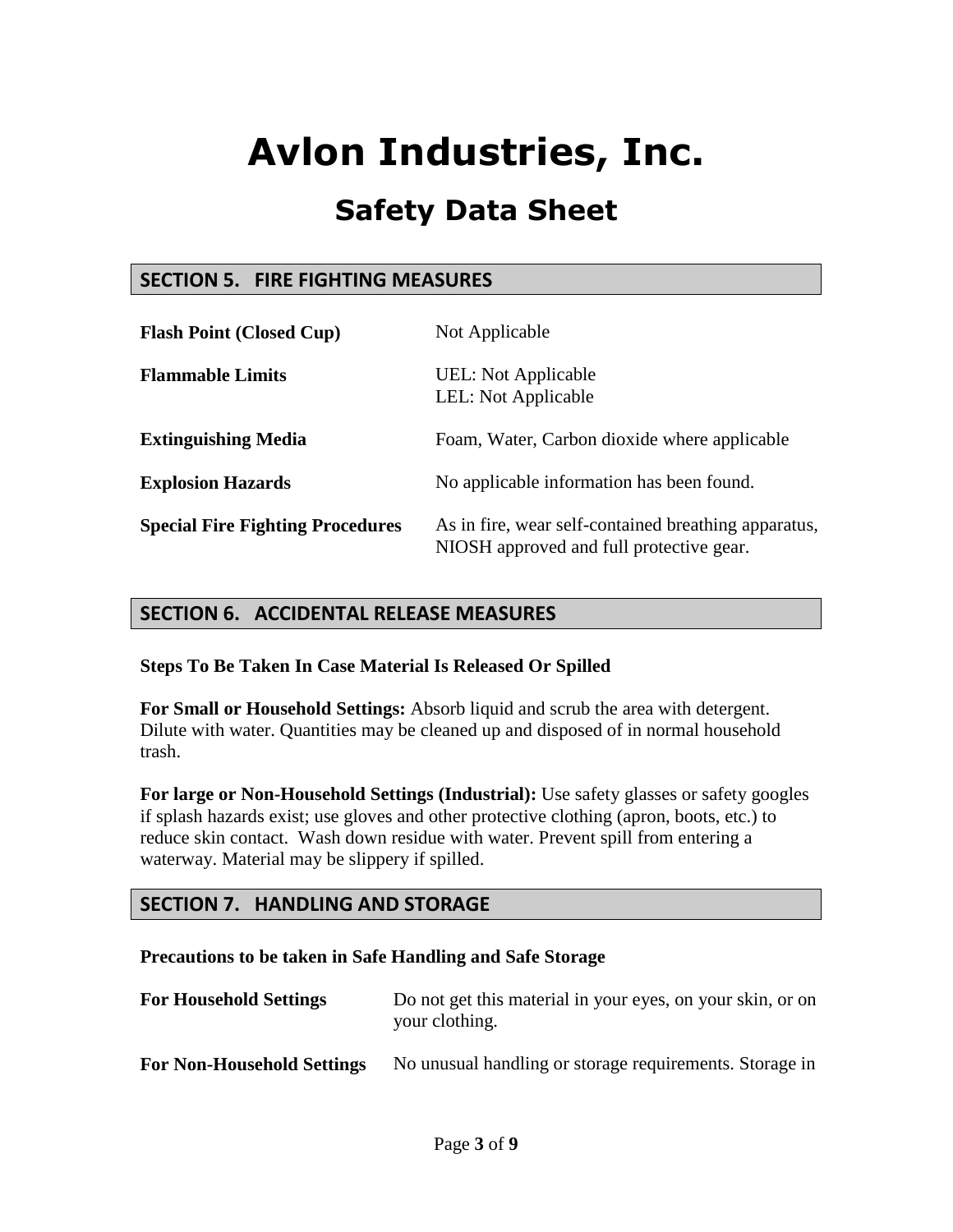# Avlon Industries, Inc.

## Safety Data Sheet

## SECTION 5. FIRE FIGHTING MEASURES

| | |
|---|---|
| **Flash Point (Closed Cup)** | Not Applicable |
| **Flammable Limits** | UEL: Not Applicable<br>LEL: Not Applicable |
| **Extinguishing Media** | Foam, Water, Carbon dioxide where applicable |
| **Explosion Hazards** | No applicable information has been found. |
| **Special Fire Fighting Procedures** | As in fire, wear self-contained breathing apparatus, NIOSH approved and full protective gear. |

## SECTION 6. ACCIDENTAL RELEASE MEASURES

**Steps To Be Taken In Case Material Is Released Or Spilled**

**For Small or Household Settings:** Absorb liquid and scrub the area with detergent. Dilute with water. Quantities may be cleaned up and disposed of in normal household trash.

**For large or Non-Household Settings (Industrial):** Use safety glasses or safety googles if splash hazards exist; use gloves and other protective clothing (apron, boots, etc.) to reduce skin contact. Wash down residue with water. Prevent spill from entering a waterway. Material may be slippery if spilled.

## SECTION 7. HANDLING AND STORAGE

**Precautions to be taken in Safe Handling and Safe Storage**

| | |
|---|---|
| **For Household Settings** | Do not get this material in your eyes, on your skin, or on your clothing. |
| **For Non-Household Settings** | No unusual handling or storage requirements. Storage in |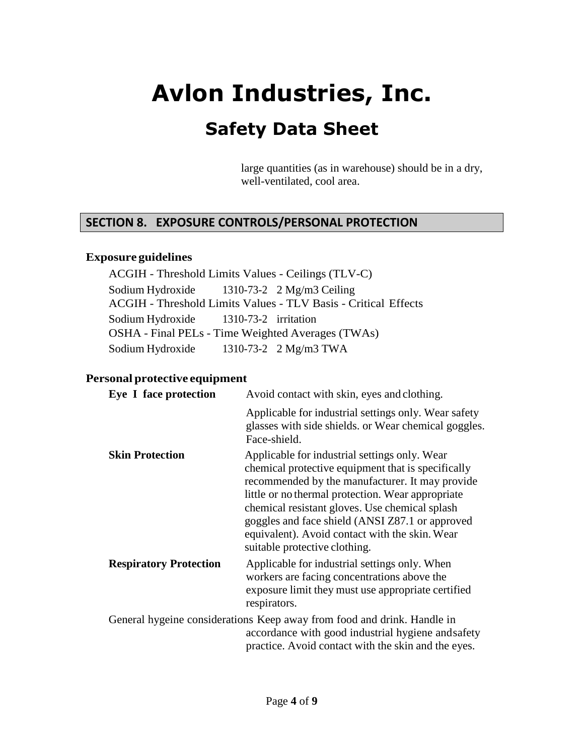# Avlon Industries, Inc.

## Safety Data Sheet

large quantities (as in warehouse) should be in a dry, well-ventilated, cool area.

## SECTION 8. EXPOSURE CONTROLS/PERSONAL PROTECTION

### Exposure guidelines

ACGIH - Threshold Limits Values - Ceilings (TLV-C)

Sodium Hydroxide 1310-73-2 2 Mg/m3 Ceiling

ACGIH - Threshold Limits Values - TLV Basis - Critical Effects

Sodium Hydroxide 1310-73-2 irritation

OSHA - Final PELs - Time Weighted Averages (TWAs)

Sodium Hydroxide 1310-73-2 2 Mg/m3 TWA

### Personal protective equipment

**Eye I face protection** Avoid contact with skin, eyes and clothing.

Applicable for industrial settings only. Wear safety glasses with side shields. or Wear chemical goggles. Face-shield.

**Skin Protection** Applicable for industrial settings only. Wear chemical protective equipment that is specifically recommended by the manufacturer. It may provide little or no thermal protection. Wear appropriate chemical resistant gloves. Use chemical splash goggles and face shield (ANSI Z87.1 or approved equivalent). Avoid contact with the skin. Wear suitable protective clothing.

**Respiratory Protection** Applicable for industrial settings only. When workers are facing concentrations above the exposure limit they must use appropriate certified respirators.

General hygeine considerations Keep away from food and drink. Handle in accordance with good industrial hygiene andsafety practice. Avoid contact with the skin and the eyes.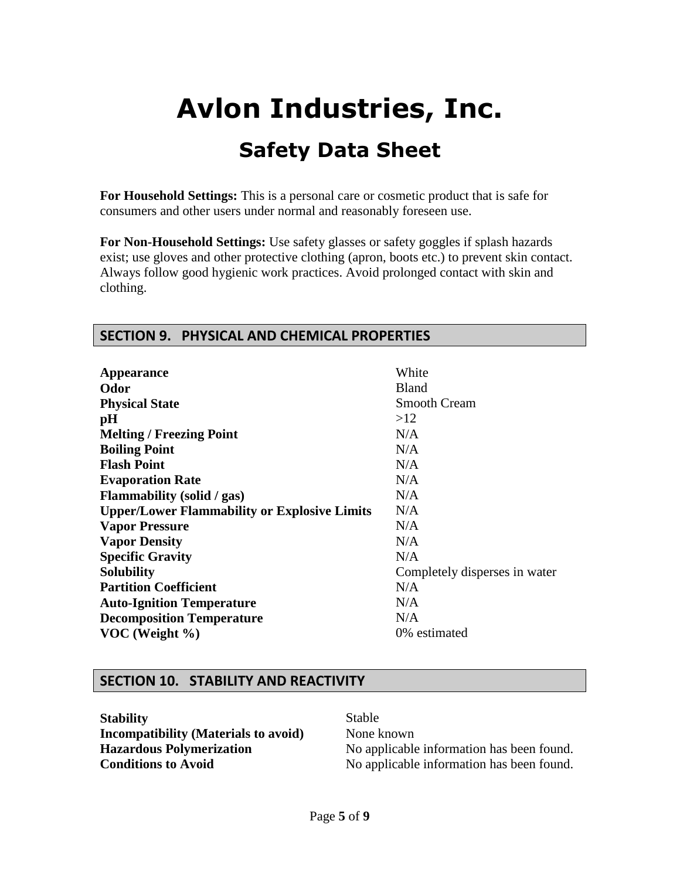# Avlon Industries, Inc.

## Safety Data Sheet

**For Household Settings:** This is a personal care or cosmetic product that is safe for consumers and other users under normal and reasonably foreseen use.

**For Non-Household Settings:** Use safety glasses or safety goggles if splash hazards exist; use gloves and other protective clothing (apron, boots etc.) to prevent skin contact. Always follow good hygienic work practices. Avoid prolonged contact with skin and clothing.

## SECTION 9. PHYSICAL AND CHEMICAL PROPERTIES

| | |
|---|---|
| **Appearance** | White |
| **Odor** | Bland |
| **Physical State** | Smooth Cream |
| **pH** | >12 |
| **Melting / Freezing Point** | N/A |
| **Boiling Point** | N/A |
| **Flash Point** | N/A |
| **Evaporation Rate** | N/A |
| **Flammability (solid / gas)** | N/A |
| **Upper/Lower Flammability or Explosive Limits** | N/A |
| **Vapor Pressure** | N/A |
| **Vapor Density** | N/A |
| **Specific Gravity** | N/A |
| **Solubility** | Completely disperses in water |
| **Partition Coefficient** | N/A |
| **Auto-Ignition Temperature** | N/A |
| **Decomposition Temperature** | N/A |
| **VOC (Weight %)** | 0% estimated |

## SECTION 10. STABILITY AND REACTIVITY

| | |
|---|---|
| **Stability** | Stable |
| **Incompatibility (Materials to avoid)** | None known |
| **Hazardous Polymerization** | No applicable information has been found. |
| **Conditions to Avoid** | No applicable information has been found. |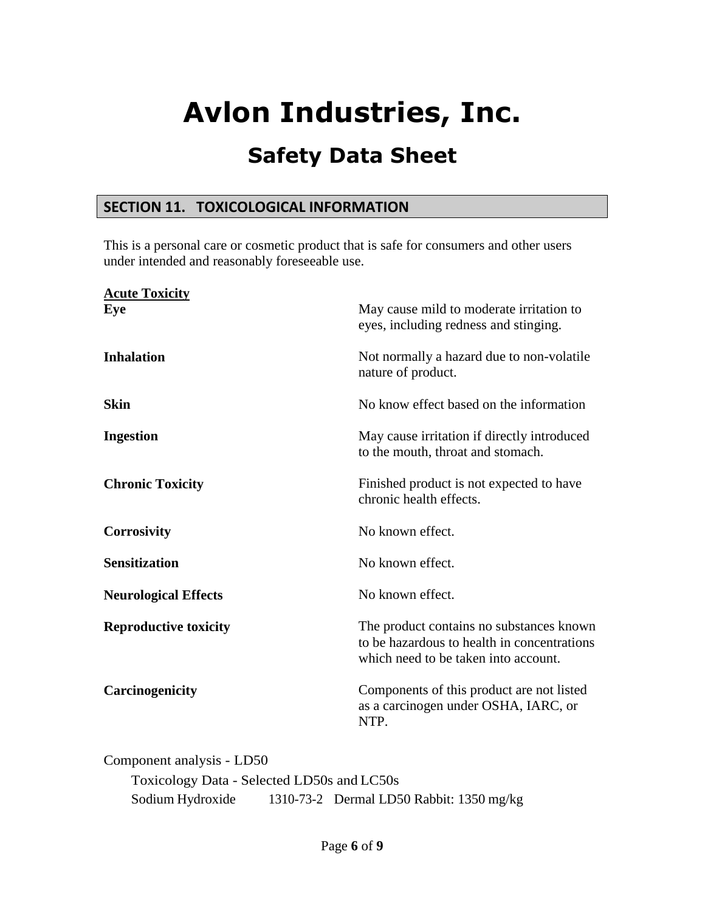# Avlon Industries, Inc.

## Safety Data Sheet

### SECTION 11. TOXICOLOGICAL INFORMATION

This is a personal care or cosmetic product that is safe for consumers and other users under intended and reasonably foreseeable use.

**Acute Toxicity**

| | |
|---|---|
| **Eye** | May cause mild to moderate irritation to eyes, including redness and stinging. |
| **Inhalation** | Not normally a hazard due to non-volatile nature of product. |
| **Skin** | No know effect based on the information |
| **Ingestion** | May cause irritation if directly introduced to the mouth, throat and stomach. |
| **Chronic Toxicity** | Finished product is not expected to have chronic health effects. |
| **Corrosivity** | No known effect. |
| **Sensitization** | No known effect. |
| **Neurological Effects** | No known effect. |
| **Reproductive toxicity** | The product contains no substances known to be hazardous to health in concentrations which need to be taken into account. |
| **Carcinogenicity** | Components of this product are not listed as a carcinogen under OSHA, IARC, or NTP. |

Component analysis - LD50

Toxicology Data - Selected LD50s and LC50s

Sodium Hydroxide 1310-73-2 Dermal LD50 Rabbit: 1350 mg/kg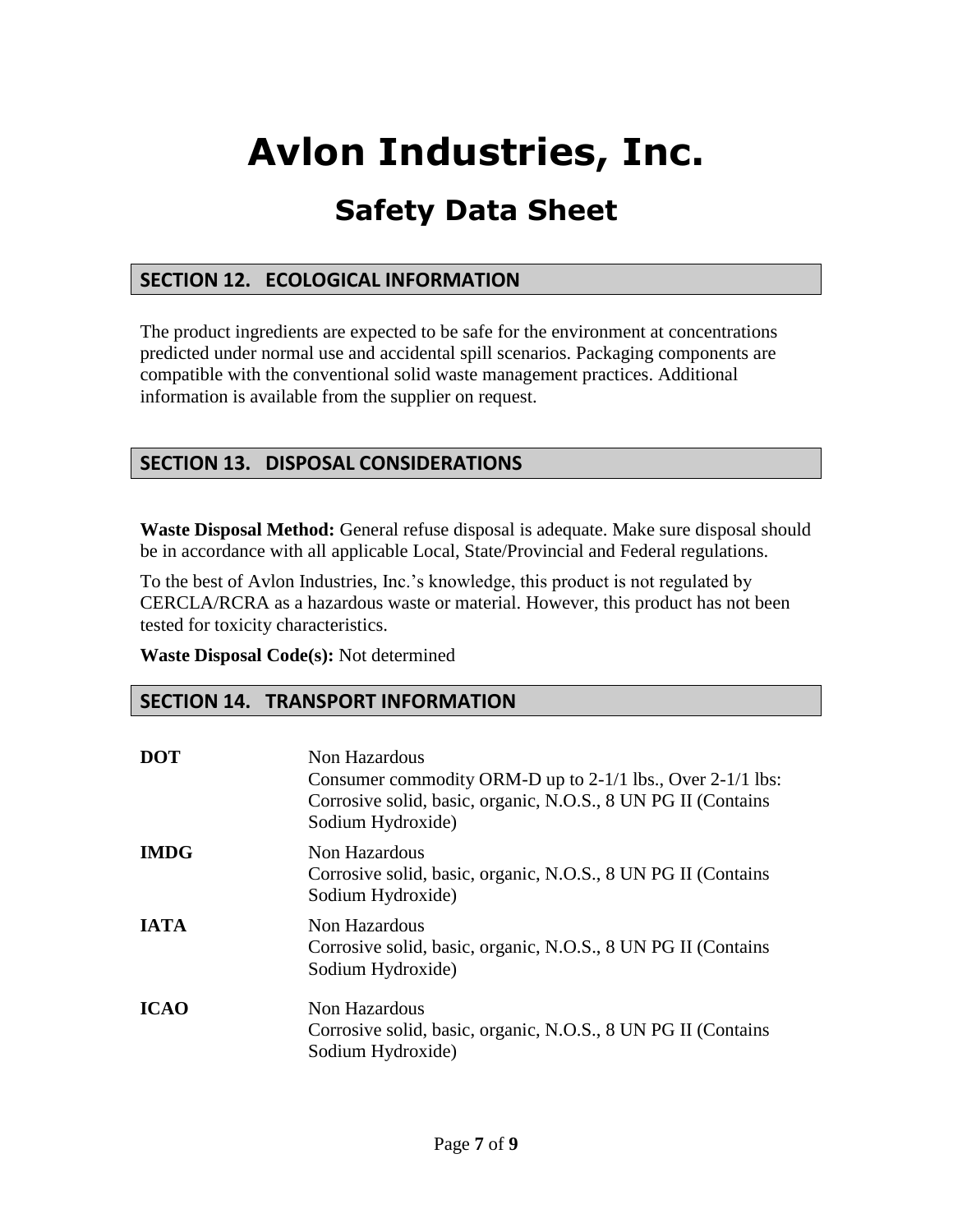# Avlon Industries, Inc.

## Safety Data Sheet

### SECTION 12. ECOLOGICAL INFORMATION

The product ingredients are expected to be safe for the environment at concentrations predicted under normal use and accidental spill scenarios. Packaging components are compatible with the conventional solid waste management practices. Additional information is available from the supplier on request.

### SECTION 13. DISPOSAL CONSIDERATIONS

**Waste Disposal Method:** General refuse disposal is adequate. Make sure disposal should be in accordance with all applicable Local, State/Provincial and Federal regulations.

To the best of Avlon Industries, Inc.'s knowledge, this product is not regulated by CERCLA/RCRA as a hazardous waste or material. However, this product has not been tested for toxicity characteristics.

**Waste Disposal Code(s):** Not determined

### SECTION 14. TRANSPORT INFORMATION

| | |
|---|---|
| **DOT** | Non Hazardous<br>Consumer commodity ORM-D up to 2-1/1 lbs., Over 2-1/1 lbs: Corrosive solid, basic, organic, N.O.S., 8 UN PG II (Contains Sodium Hydroxide) |
| **IMDG** | Non Hazardous<br>Corrosive solid, basic, organic, N.O.S., 8 UN PG II (Contains Sodium Hydroxide) |
| **IATA** | Non Hazardous<br>Corrosive solid, basic, organic, N.O.S., 8 UN PG II (Contains Sodium Hydroxide) |
| **ICAO** | Non Hazardous<br>Corrosive solid, basic, organic, N.O.S., 8 UN PG II (Contains Sodium Hydroxide) |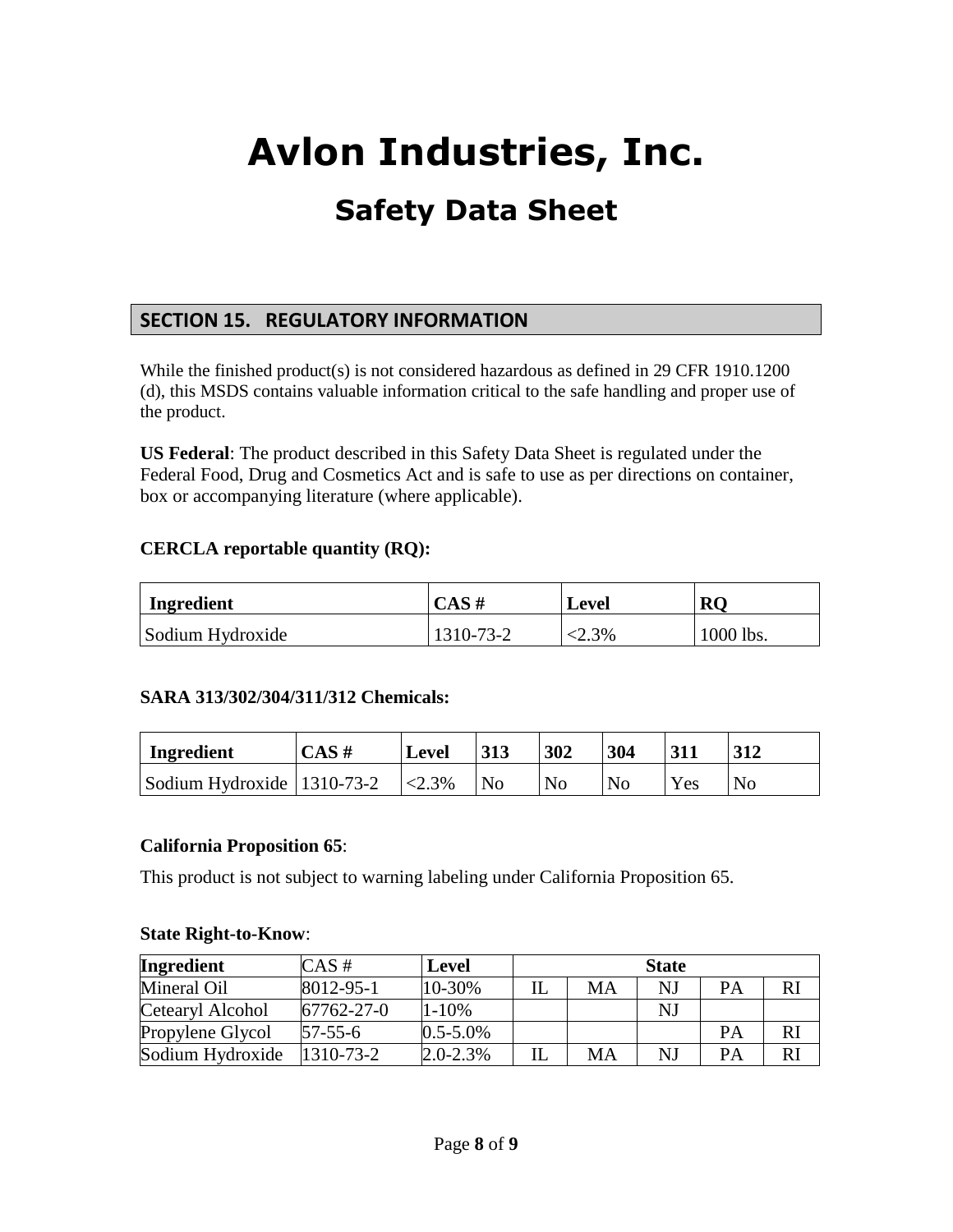# Avlon Industries, Inc.

## Safety Data Sheet

## SECTION 15. REGULATORY INFORMATION

While the finished product(s) is not considered hazardous as defined in 29 CFR 1910.1200 (d), this MSDS contains valuable information critical to the safe handling and proper use of the product.

**US Federal**: The product described in this Safety Data Sheet is regulated under the Federal Food, Drug and Cosmetics Act and is safe to use as per directions on container, box or accompanying literature (where applicable).

**CERCLA reportable quantity (RQ):**

| Ingredient | CAS # | Level | RQ |
|---|---|---|---|
| Sodium Hydroxide | 1310-73-2 | <2.3% | 1000 lbs. |

**SARA 313/302/304/311/312 Chemicals:**

| Ingredient | CAS # | Level | 313 | 302 | 304 | 311 | 312 |
|---|---|---|---|---|---|---|---|
| Sodium Hydroxide | 1310-73-2 | <2.3% | No | No | No | Yes | No |

**California Proposition 65**:

This product is not subject to warning labeling under California Proposition 65.

**State Right-to-Know**:

| Ingredient | CAS # | Level | State | | | | |
|---|---|---|---|---|---|---|---|
| Mineral Oil | 8012-95-1 | 10-30% | IL | MA | NJ | PA | RI |
| Cetearyl Alcohol | 67762-27-0 | 1-10% | | | NJ | | |
| Propylene Glycol | 57-55-6 | 0.5-5.0% | | | | PA | RI |
| Sodium Hydroxide | 1310-73-2 | 2.0-2.3% | IL | MA | NJ | PA | RI |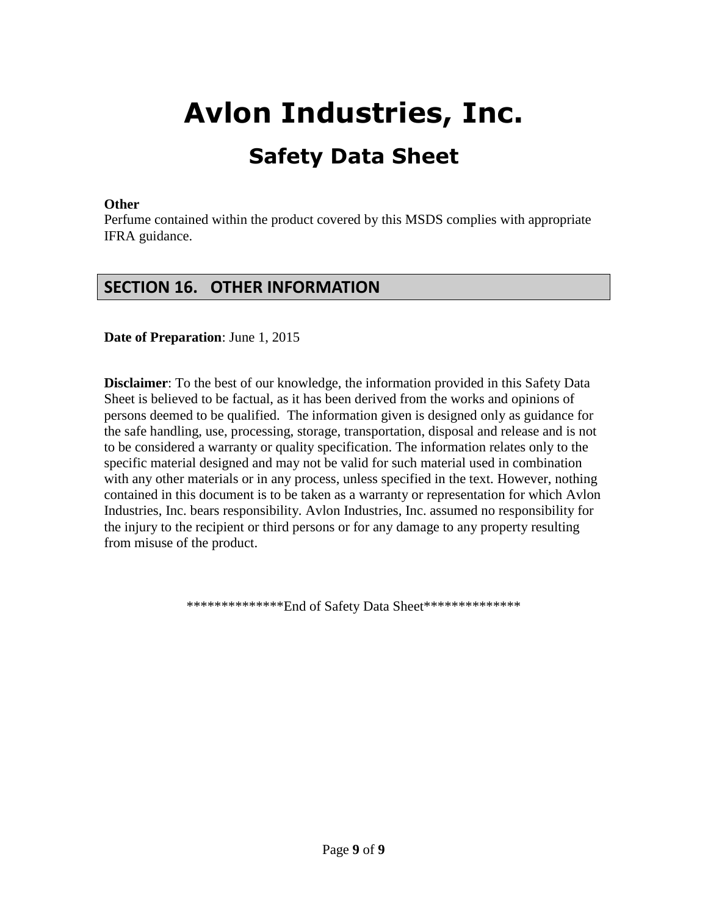# Avlon Industries, Inc.

## Safety Data Sheet

**Other**
Perfume contained within the product covered by this MSDS complies with appropriate IFRA guidance.

## SECTION 16. OTHER INFORMATION

**Date of Preparation**: June 1, 2015

**Disclaimer**: To the best of our knowledge, the information provided in this Safety Data Sheet is believed to be factual, as it has been derived from the works and opinions of persons deemed to be qualified. The information given is designed only as guidance for the safe handling, use, processing, storage, transportation, disposal and release and is not to be considered a warranty or quality specification. The information relates only to the specific material designed and may not be valid for such material used in combination with any other materials or in any process, unless specified in the text. However, nothing contained in this document is to be taken as a warranty or representation for which Avlon Industries, Inc. bears responsibility. Avlon Industries, Inc. assumed no responsibility for the injury to the recipient or third persons or for any damage to any property resulting from misuse of the product.

**************End of Safety Data Sheet**************